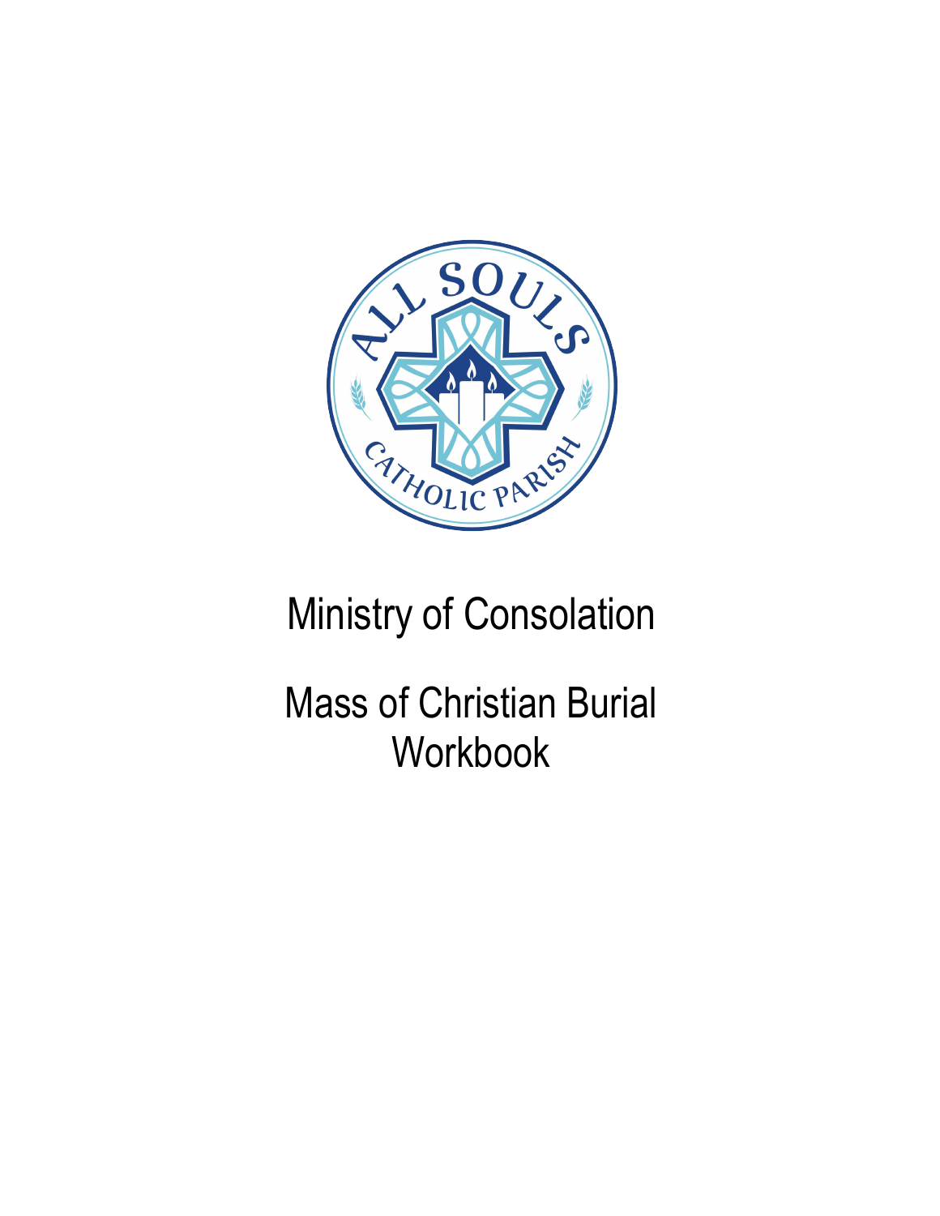# Ministry of Consolation

# Mass of Christian Burial Workbook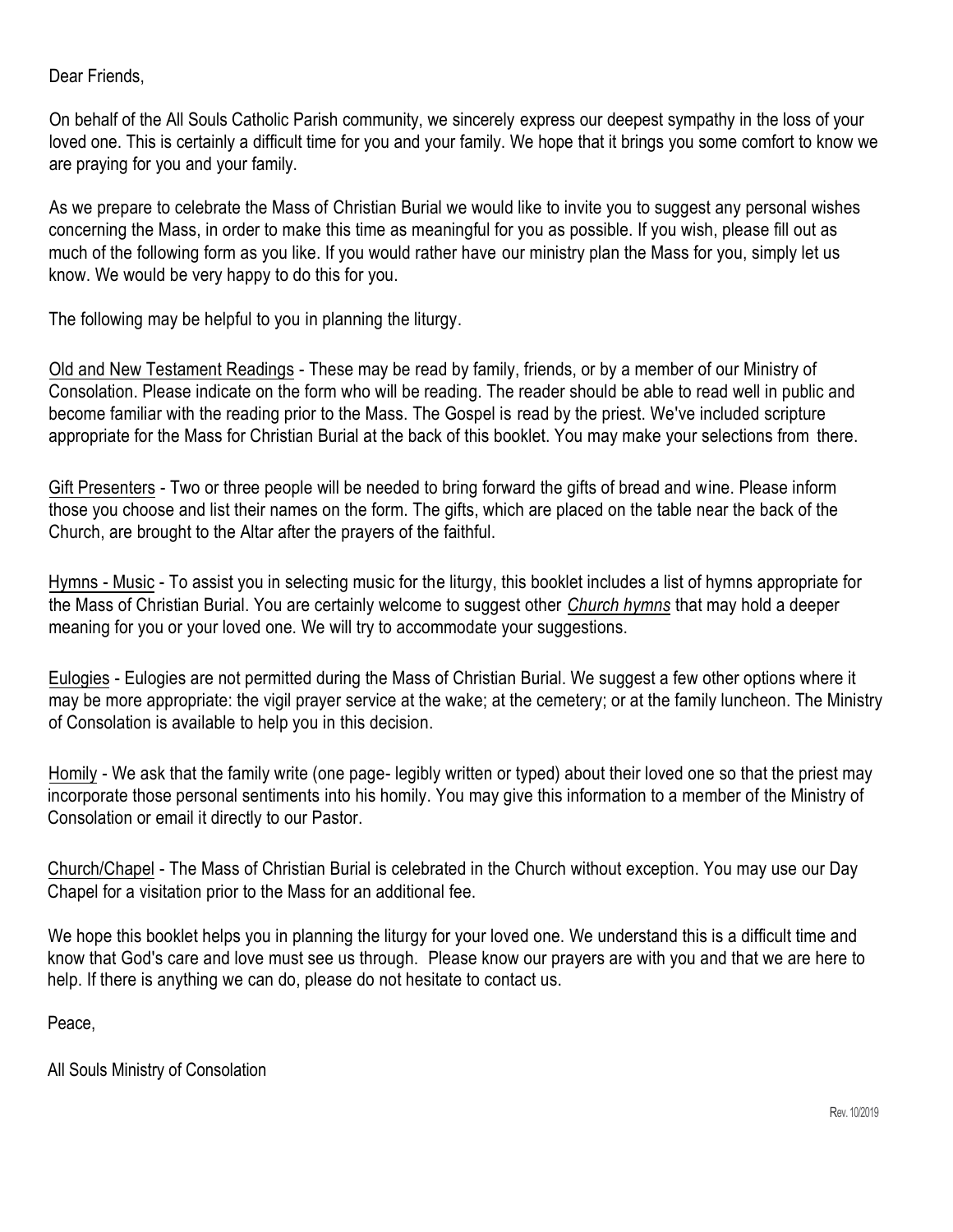Dear Friends,

On behalf of the All Souls Catholic Parish community, we sincerely express our deepest sympathy in the loss of your loved one. This is certainly a difficult time for you and your family. We hope that it brings you some comfort to know we are praying for you and your family.

As we prepare to celebrate the Mass of Christian Burial we would like to invite you to suggest any personal wishes concerning the Mass, in order to make this time as meaningful for you as possible. If you wish, please fill out as much of the following form as you like. If you would rather have our ministry plan the Mass for you, simply let us know. We would be very happy to do this for you.

The following may be helpful to you in planning the liturgy.

<u>Old and New Testament Readings</u> - These may be read by family, friends, or by a member of our Ministry of Consolation. Please indicate on the form who will be reading. The reader should be able to read well in public and become familiar with the reading prior to the Mass. The Gospel is read by the priest. We've included scripture appropriate for the Mass for Christian Burial at the back of this booklet. You may make your selections from there.

<u>Gift Presenters</u> - Two or three people will be needed to bring forward the gifts of bread and wine. Please inform those you choose and list their names on the form. The gifts, which are placed on the table near the back of the Church, are brought to the Altar after the prayers of the faithful.

<u>Hymns - Music</u> - To assist you in selecting music for the liturgy, this booklet includes a list of hymns appropriate for the Mass of Christian Burial. You are certainly welcome to suggest other <u>*Church hymns*</u> that may hold a deeper meaning for you or your loved one. We will try to accommodate your suggestions.

<u>Eulogies</u> - Eulogies are not permitted during the Mass of Christian Burial. We suggest a few other options where it may be more appropriate: the vigil prayer service at the wake; at the cemetery; or at the family luncheon. The Ministry of Consolation is available to help you in this decision.

<u>Homily</u> - We ask that the family write (one page- legibly written or typed) about their loved one so that the priest may incorporate those personal sentiments into his homily. You may give this information to a member of the Ministry of Consolation or email it directly to our Pastor.

<u>Church/Chapel</u> - The Mass of Christian Burial is celebrated in the Church without exception. You may use our Day Chapel for a visitation prior to the Mass for an additional fee.

We hope this booklet helps you in planning the liturgy for your loved one. We understand this is a difficult time and know that God's care and love must see us through. Please know our prayers are with you and that we are here to help. If there is anything we can do, please do not hesitate to contact us.

Peace,

All Souls Ministry of Consolation

Rev. 10/2019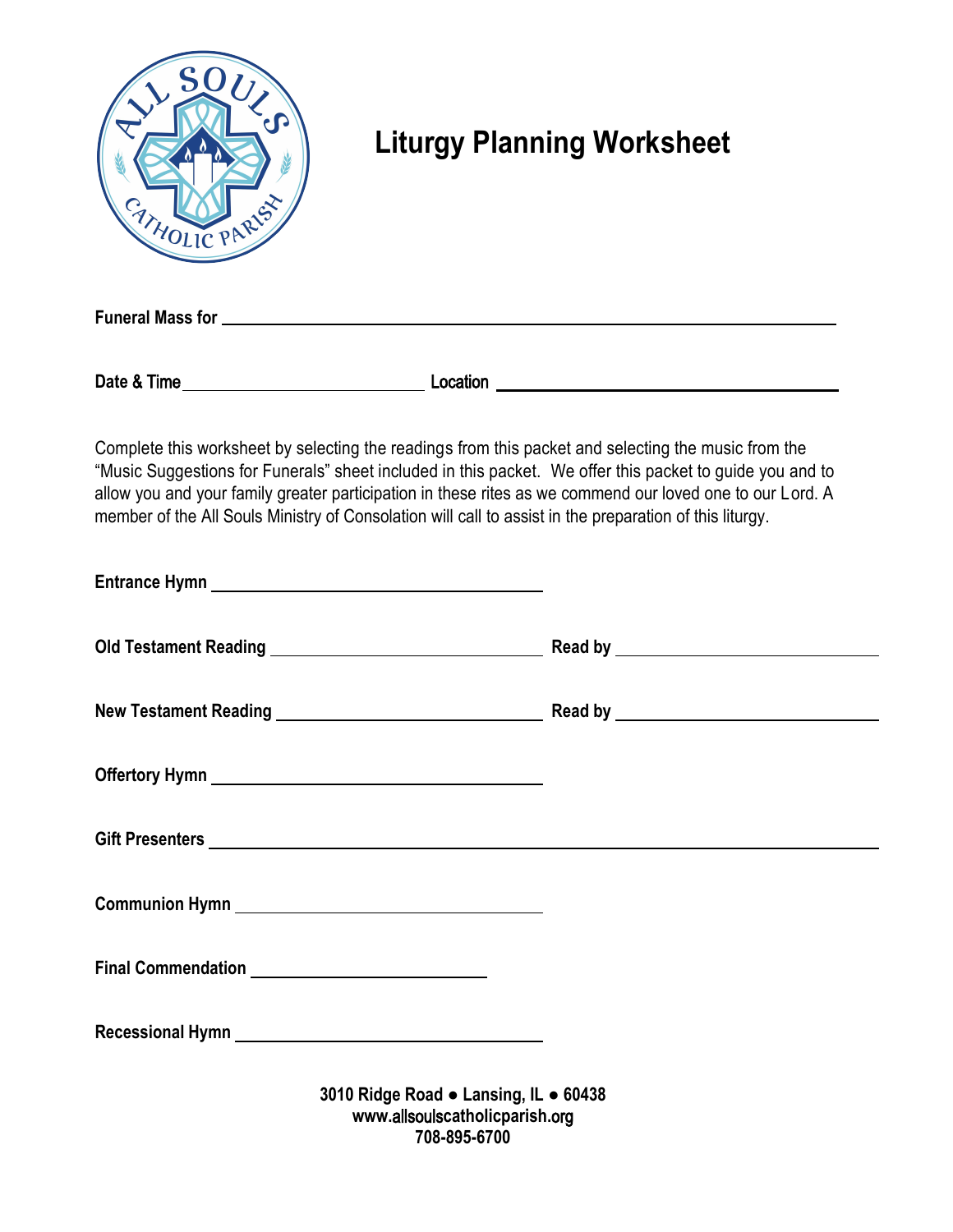# Liturgy Planning Worksheet

**Funeral Mass for** ______________________________________________

**Date & Time** ____________________ **Location** ____________________________

Complete this worksheet by selecting the readings from this packet and selecting the music from the "Music Suggestions for Funerals" sheet included in this packet. We offer this packet to guide you and to allow you and your family greater participation in these rites as we commend our loved one to our Lord. A member of the All Souls Ministry of Consolation will call to assist in the preparation of this liturgy.

**Entrance Hymn** ____________________________

**Old Testament Reading** ______________________ **Read by** ______________________

**New Testament Reading** ______________________ **Read by** ______________________

**Offertory Hymn** ____________________________

**Gift Presenters** ______________________________________________

**Communion Hymn** ____________________________

**Final Commendation** ____________________

**Recessional Hymn** ____________________________

**3010 Ridge Road ● Lansing, IL ● 60438**
**www.allsoulscatholicparish.org**
**708-895-6700**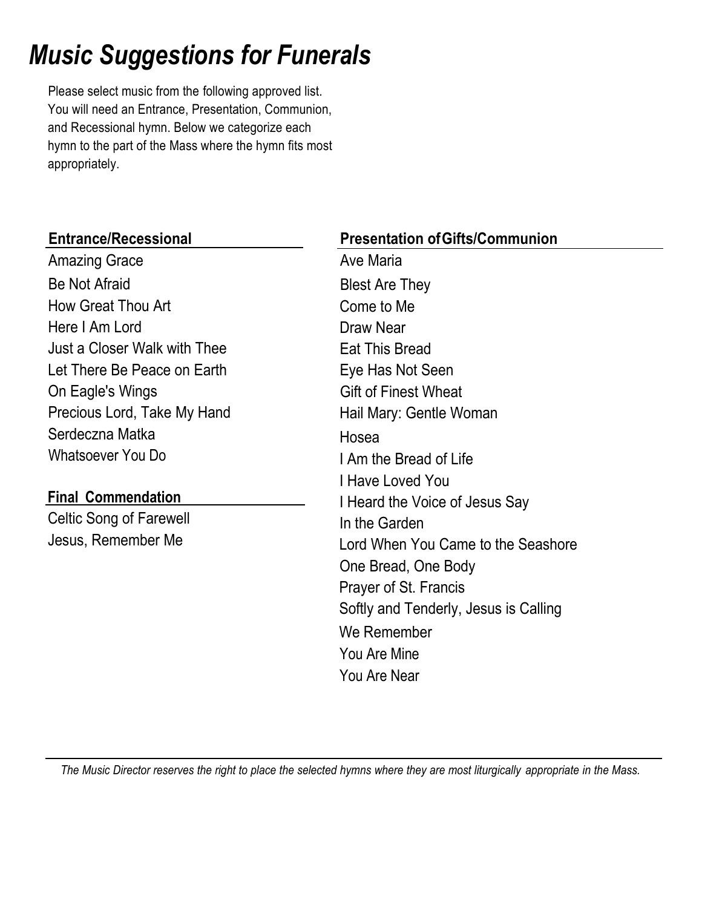# *Music Suggestions for Funerals*

Please select music from the following approved list. You will need an Entrance, Presentation, Communion, and Recessional hymn. Below we categorize each hymn to the part of the Mass where the hymn fits most appropriately.

**Entrance/Recessional**

Amazing Grace
Be Not Afraid
How Great Thou Art
Here I Am Lord
Just a Closer Walk with Thee
Let There Be Peace on Earth
On Eagle's Wings
Precious Lord, Take My Hand
Serdeczna Matka
Whatsoever You Do

**Final Commendation**

Celtic Song of Farewell
Jesus, Remember Me

**Presentation of Gifts/Communion**

Ave Maria
Blest Are They
Come to Me
Draw Near
Eat This Bread
Eye Has Not Seen
Gift of Finest Wheat
Hail Mary: Gentle Woman
Hosea
I Am the Bread of Life
I Have Loved You
I Heard the Voice of Jesus Say
In the Garden
Lord When You Came to the Seashore
One Bread, One Body
Prayer of St. Francis
Softly and Tenderly, Jesus is Calling
We Remember
You Are Mine
You Are Near

---

*The Music Director reserves the right to place the selected hymns where they are most liturgically appropriate in the Mass.*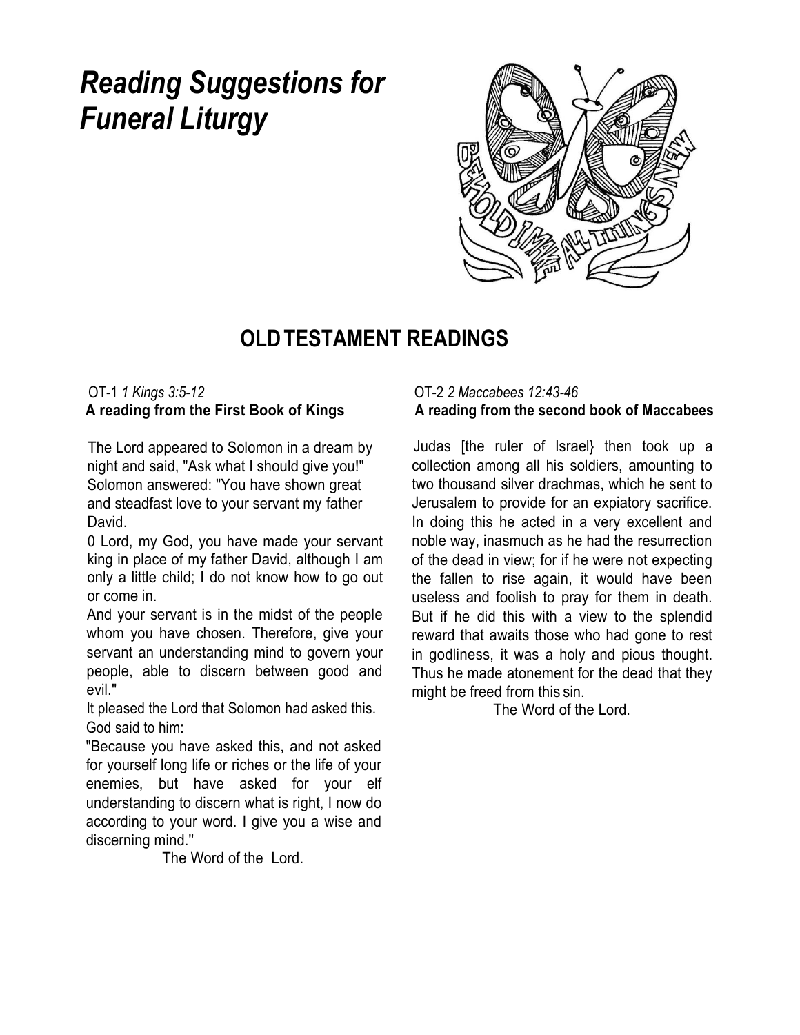# *Reading Suggestions for Funeral Liturgy*

## OLD TESTAMENT READINGS

OT-1 *1 Kings 3:5-12*
**A reading from the First Book of Kings**

The Lord appeared to Solomon in a dream by night and said, "Ask what I should give you!" Solomon answered: "You have shown great and steadfast love to your servant my father David.
0 Lord, my God, you have made your servant king in place of my father David, although I am only a little child; I do not know how to go out or come in.
And your servant is in the midst of the people whom you have chosen. Therefore, give your servant an understanding mind to govern your people, able to discern between good and evil."
It pleased the Lord that Solomon had asked this. God said to him:
"Because you have asked this, and not asked for yourself long life or riches or the life of your enemies, but have asked for your elf understanding to discern what is right, I now do according to your word. I give you a wise and discerning mind."

The Word of the Lord.

OT-2 *2 Maccabees 12:43-46*
**A reading from the second book of Maccabees**

Judas [the ruler of Israel} then took up a collection among all his soldiers, amounting to two thousand silver drachmas, which he sent to Jerusalem to provide for an expiatory sacrifice. In doing this he acted in a very excellent and noble way, inasmuch as he had the resurrection of the dead in view; for if he were not expecting the fallen to rise again, it would have been useless and foolish to pray for them in death. But if he did this with a view to the splendid reward that awaits those who had gone to rest in godliness, it was a holy and pious thought. Thus he made atonement for the dead that they might be freed from this sin.

The Word of the Lord.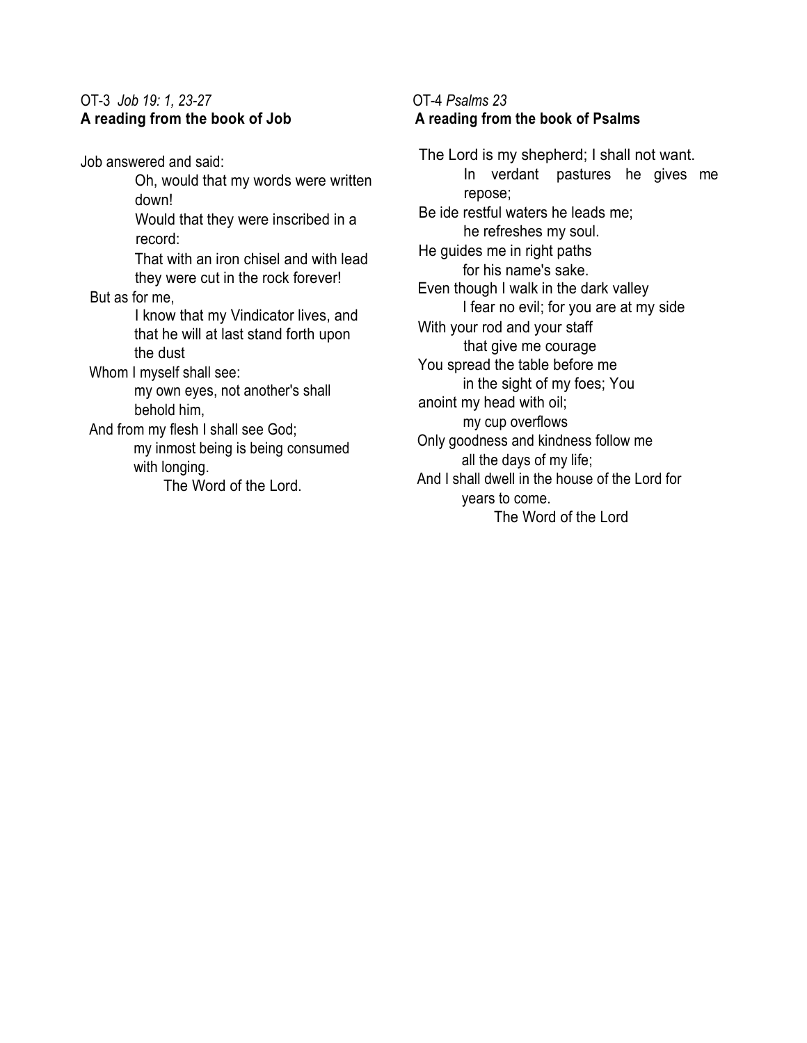OT-3 *Job 19: 1, 23-27*

**A reading from the book of Job**

Job answered and said:

> Oh, would that my words were written down!
>
> Would that they were inscribed in a record:
>
> That with an iron chisel and with lead they were cut in the rock forever!

But as for me,

> I know that my Vindicator lives, and that he will at last stand forth upon the dust

Whom I myself shall see:

> my own eyes, not another's shall behold him,

And from my flesh I shall see God;

> my inmost being is being consumed with longing.

The Word of the Lord.

OT-4 *Psalms 23*

**A reading from the book of Psalms**

The Lord is my shepherd; I shall not want.

> In verdant pastures he gives me repose;

Be ide restful waters he leads me;

> he refreshes my soul.

He guides me in right paths

> for his name's sake.

Even though I walk in the dark valley

> I fear no evil; for you are at my side

With your rod and your staff

> that give me courage

You spread the table before me

> in the sight of my foes; You

anoint my head with oil;

> my cup overflows

Only goodness and kindness follow me

> all the days of my life;

And I shall dwell in the house of the Lord for

> years to come.

The Word of the Lord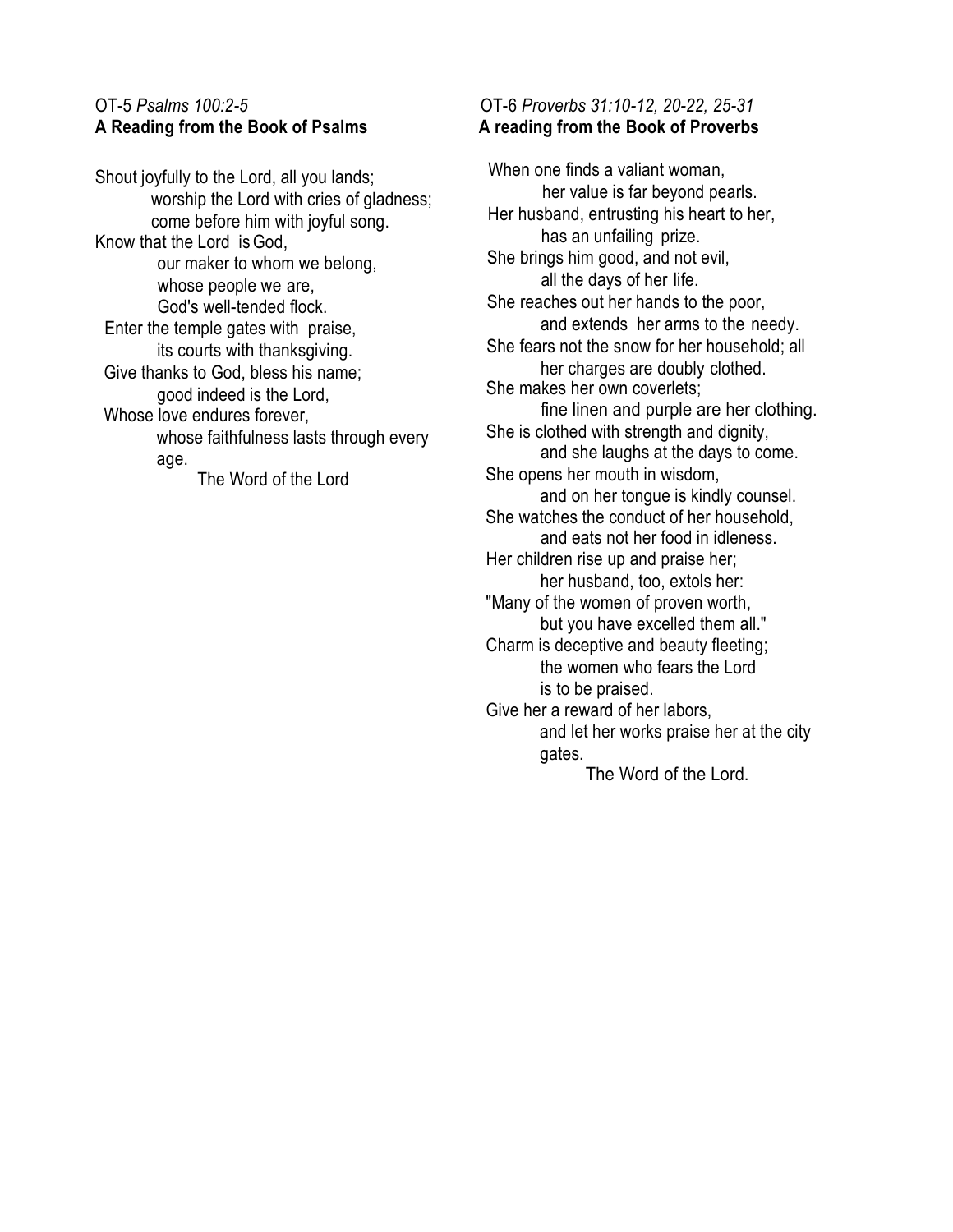OT-5 *Psalms 100:2-5*

**A Reading from the Book of Psalms**

Shout joyfully to the Lord, all you lands;
worship the Lord with cries of gladness;
come before him with joyful song.
Know that the Lord is God,
our maker to whom we belong,
whose people we are,
God's well-tended flock.
Enter the temple gates with praise,
its courts with thanksgiving.
Give thanks to God, bless his name;
good indeed is the Lord,
Whose love endures forever,
whose faithfulness lasts through every age.

The Word of the Lord

OT-6 *Proverbs 31:10-12, 20-22, 25-31*

**A reading from the Book of Proverbs**

When one finds a valiant woman,
her value is far beyond pearls.
Her husband, entrusting his heart to her,
has an unfailing prize.
She brings him good, and not evil,
all the days of her life.
She reaches out her hands to the poor,
and extends her arms to the needy.
She fears not the snow for her household; all
her charges are doubly clothed.
She makes her own coverlets;
fine linen and purple are her clothing.
She is clothed with strength and dignity,
and she laughs at the days to come.
She opens her mouth in wisdom,
and on her tongue is kindly counsel.
She watches the conduct of her household,
and eats not her food in idleness.
Her children rise up and praise her;
her husband, too, extols her:
"Many of the women of proven worth,
but you have excelled them all."
Charm is deceptive and beauty fleeting;
the women who fears the Lord
is to be praised.
Give her a reward of her labors,
and let her works praise her at the city gates.

The Word of the Lord.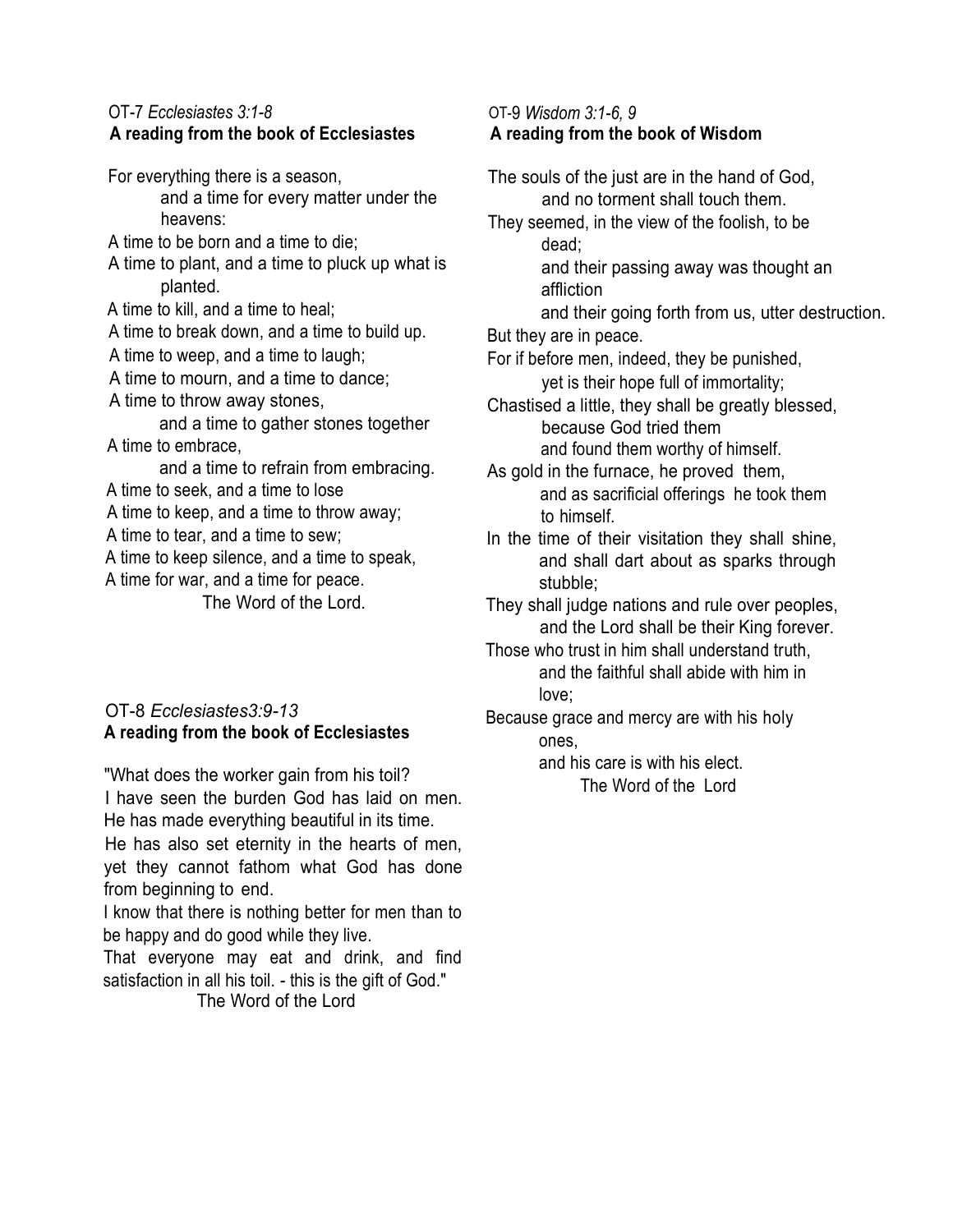OT-7 *Ecclesiastes 3:1-8*

**A reading from the book of Ecclesiastes**

For everything there is a season,
and a time for every matter under the heavens:
A time to be born and a time to die;
A time to plant, and a time to pluck up what is planted.
A time to kill, and a time to heal;
A time to break down, and a time to build up.
A time to weep, and a time to laugh;
A time to mourn, and a time to dance;
A time to throw away stones,
and a time to gather stones together
A time to embrace,
and a time to refrain from embracing.
A time to seek, and a time to lose
A time to keep, and a time to throw away;
A time to tear, and a time to sew;
A time to keep silence, and a time to speak,
A time for war, and a time for peace.
The Word of the Lord.

OT-8 *Ecclesiastes3:9-13*

**A reading from the book of Ecclesiastes**

"What does the worker gain from his toil?
I have seen the burden God has laid on men.
He has made everything beautiful in its time.
He has also set eternity in the hearts of men, yet they cannot fathom what God has done from beginning to end.
I know that there is nothing better for men than to be happy and do good while they live.
That everyone may eat and drink, and find satisfaction in all his toil. - this is the gift of God."
The Word of the Lord

OT-9 *Wisdom 3:1-6, 9*

**A reading from the book of Wisdom**

The souls of the just are in the hand of God,
and no torment shall touch them.
They seemed, in the view of the foolish, to be dead;
and their passing away was thought an affliction
and their going forth from us, utter destruction.
But they are in peace.
For if before men, indeed, they be punished,
yet is their hope full of immortality;
Chastised a little, they shall be greatly blessed,
because God tried them
and found them worthy of himself.
As gold in the furnace, he proved them,
and as sacrificial offerings he took them to himself.
In the time of their visitation they shall shine,
and shall dart about as sparks through stubble;
They shall judge nations and rule over peoples,
and the Lord shall be their King forever.
Those who trust in him shall understand truth,
and the faithful shall abide with him in love;
Because grace and mercy are with his holy ones,
and his care is with his elect.
The Word of the Lord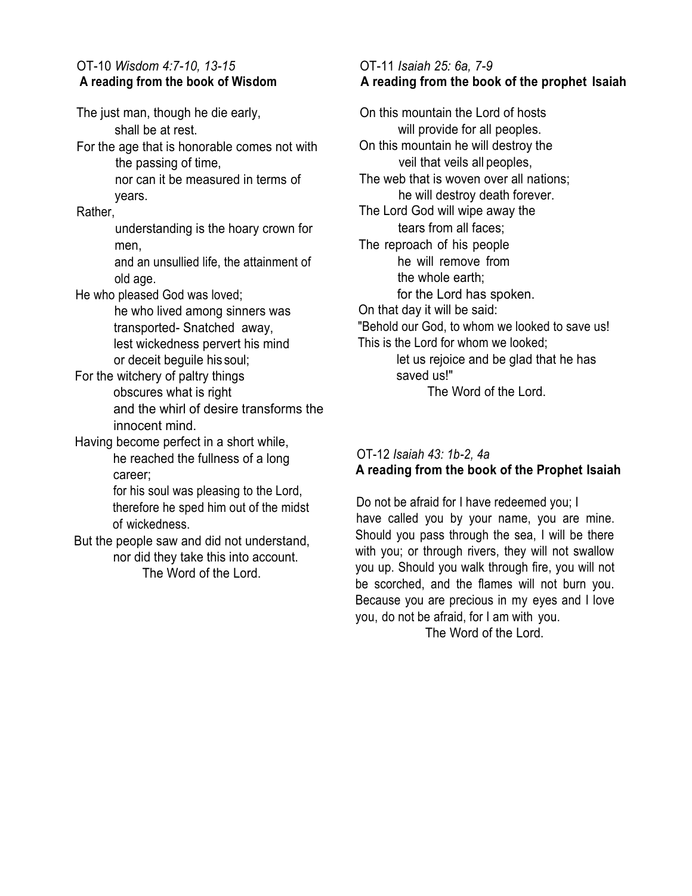OT-10 *Wisdom 4:7-10, 13-15*

**A reading from the book of Wisdom**

The just man, though he die early,
shall be at rest.
For the age that is honorable comes not with the passing of time,
nor can it be measured in terms of years.
Rather,
understanding is the hoary crown for men,
and an unsullied life, the attainment of old age.
He who pleased God was loved;
he who lived among sinners was transported- Snatched away,
lest wickedness pervert his mind
or deceit beguile his soul;
For the witchery of paltry things
obscures what is right
and the whirl of desire transforms the innocent mind.
Having become perfect in a short while,
he reached the fullness of a long career;
for his soul was pleasing to the Lord,
therefore he sped him out of the midst of wickedness.
But the people saw and did not understand,
nor did they take this into account.
The Word of the Lord.

OT-11 *Isaiah 25: 6a, 7-9*

**A reading from the book of the prophet Isaiah**

On this mountain the Lord of hosts
will provide for all peoples.
On this mountain he will destroy the
veil that veils all peoples,
The web that is woven over all nations;
he will destroy death forever.
The Lord God will wipe away the
tears from all faces;
The reproach of his people
he will remove from
the whole earth;
for the Lord has spoken.
On that day it will be said:
"Behold our God, to whom we looked to save us!
This is the Lord for whom we looked;
let us rejoice and be glad that he has
saved us!"
The Word of the Lord.

OT-12 *Isaiah 43: 1b-2, 4a*

**A reading from the book of the Prophet Isaiah**

Do not be afraid for I have redeemed you; I have called you by your name, you are mine. Should you pass through the sea, I will be there with you; or through rivers, they will not swallow you up. Should you walk through fire, you will not be scorched, and the flames will not burn you. Because you are precious in my eyes and I love you, do not be afraid, for I am with you.
The Word of the Lord.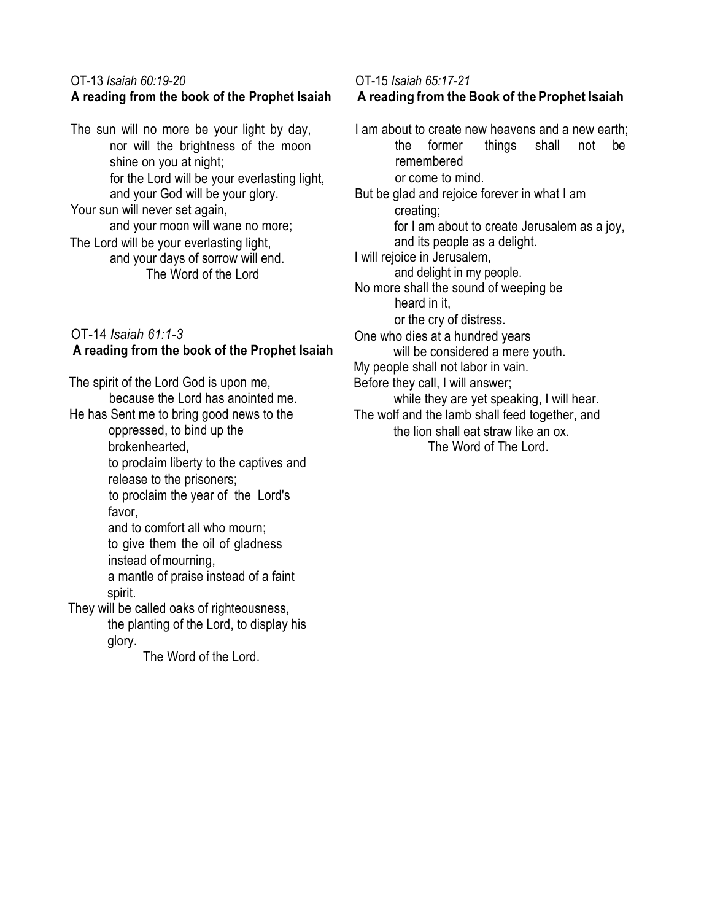OT-13 *Isaiah 60:19-20*

**A reading from the book of the Prophet Isaiah**

The sun will no more be your light by day,
nor will the brightness of the moon shine on you at night;
for the Lord will be your everlasting light,
and your God will be your glory.
Your sun will never set again,
and your moon will wane no more;
The Lord will be your everlasting light,
and your days of sorrow will end.

The Word of the Lord

OT-14 *Isaiah 61:1-3*

**A reading from the book of the Prophet Isaiah**

The spirit of the Lord God is upon me,
because the Lord has anointed me.
He has Sent me to bring good news to the oppressed, to bind up the brokenhearted,
to proclaim liberty to the captives and release to the prisoners;
to proclaim the year of the Lord's favor,
and to comfort all who mourn;
to give them the oil of gladness instead of mourning,
a mantle of praise instead of a faint spirit.
They will be called oaks of righteousness,
the planting of the Lord, to display his glory.

The Word of the Lord.

OT-15 *Isaiah 65:17-21*

**A reading from the Book of the Prophet Isaiah**

I am about to create new heavens and a new earth;
the former things shall not be remembered
or come to mind.
But be glad and rejoice forever in what I am creating;
for I am about to create Jerusalem as a joy,
and its people as a delight.
I will rejoice in Jerusalem,
and delight in my people.
No more shall the sound of weeping be heard in it,
or the cry of distress.
One who dies at a hundred years
will be considered a mere youth.
My people shall not labor in vain.
Before they call, I will answer;
while they are yet speaking, I will hear.
The wolf and the lamb shall feed together, and
the lion shall eat straw like an ox.

The Word of The Lord.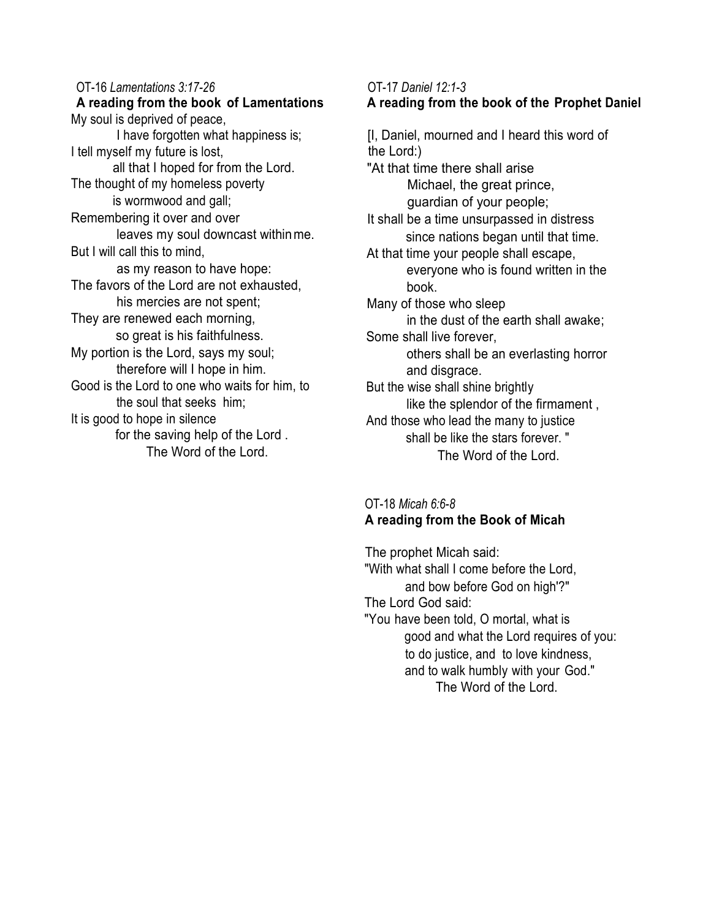OT-16 *Lamentations 3:17-26*

**A reading from the book of Lamentations**

My soul is deprived of peace,
I have forgotten what happiness is;
I tell myself my future is lost,
all that I hoped for from the Lord.
The thought of my homeless poverty
is wormwood and gall;
Remembering it over and over
leaves my soul downcast within me.
But I will call this to mind,
as my reason to have hope:
The favors of the Lord are not exhausted,
his mercies are not spent;
They are renewed each morning,
so great is his faithfulness.
My portion is the Lord, says my soul;
therefore will I hope in him.
Good is the Lord to one who waits for him, to
the soul that seeks him;
It is good to hope in silence
for the saving help of the Lord .
The Word of the Lord.

OT-17 *Daniel 12:1-3*

**A reading from the book of the Prophet Daniel**

[I, Daniel, mourned and I heard this word of
the Lord:)
"At that time there shall arise
Michael, the great prince,
guardian of your people;
It shall be a time unsurpassed in distress
since nations began until that time.
At that time your people shall escape,
everyone who is found written in the
book.
Many of those who sleep
in the dust of the earth shall awake;
Some shall live forever,
others shall be an everlasting horror
and disgrace.
But the wise shall shine brightly
like the splendor of the firmament ,
And those who lead the many to justice
shall be like the stars forever. "
The Word of the Lord.

OT-18 *Micah 6:6-8*

**A reading from the Book of Micah**

The prophet Micah said:
"With what shall I come before the Lord,
and bow before God on high'?"
The Lord God said:
"You have been told, O mortal, what is
good and what the Lord requires of you:
to do justice, and to love kindness,
and to walk humbly with your God."
The Word of the Lord.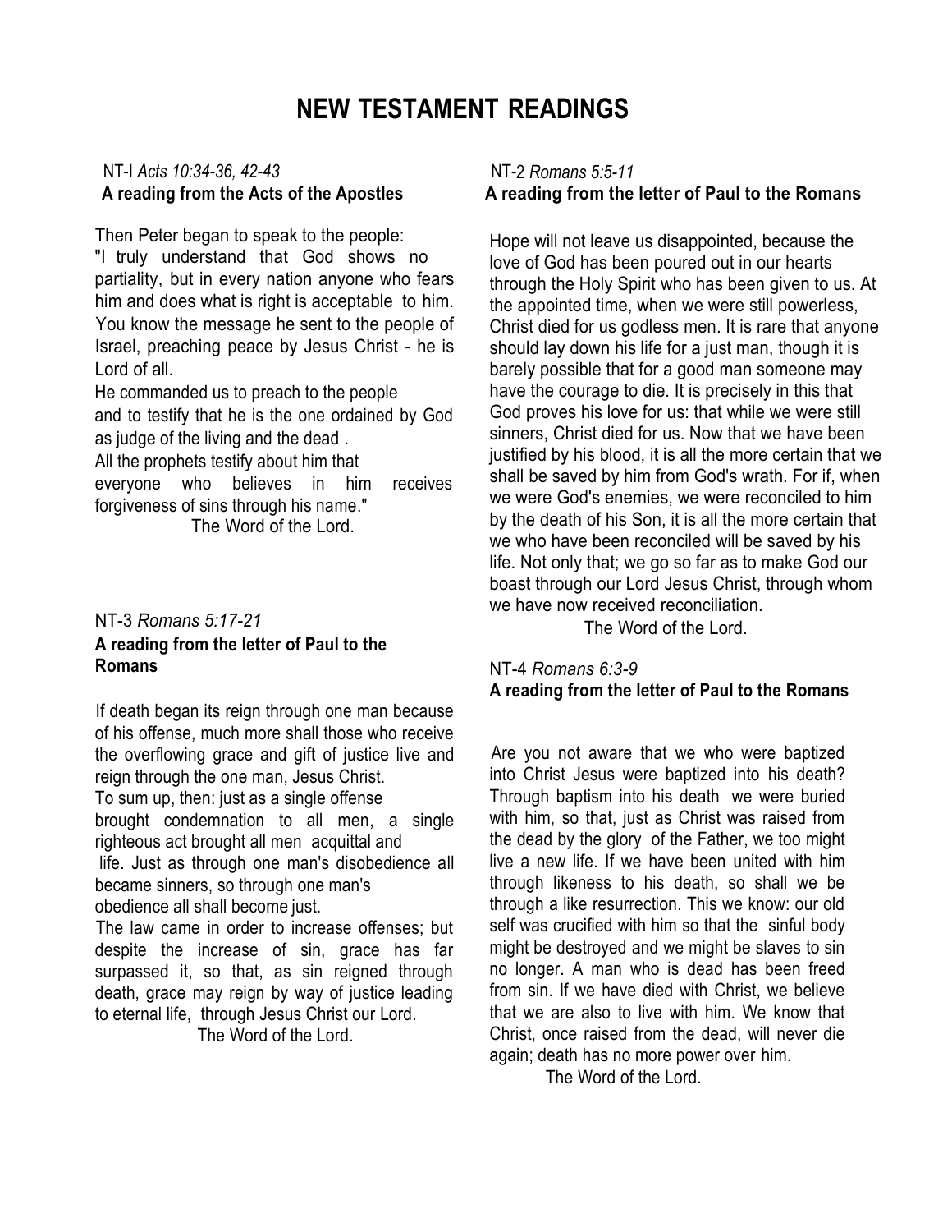# NEW TESTAMENT READINGS

NT-I *Acts 10:34-36, 42-43*
**A reading from the Acts of the Apostles**

Then Peter began to speak to the people:
"I truly understand that God shows no partiality, but in every nation anyone who fears him and does what is right is acceptable to him. You know the message he sent to the people of Israel, preaching peace by Jesus Christ - he is Lord of all.
He commanded us to preach to the people and to testify that he is the one ordained by God as judge of the living and the dead .
All the prophets testify about him that everyone who believes in him receives forgiveness of sins through his name."
The Word of the Lord.

NT-2 *Romans 5:5-11*
**A reading from the letter of Paul to the Romans**

Hope will not leave us disappointed, because the love of God has been poured out in our hearts through the Holy Spirit who has been given to us. At the appointed time, when we were still powerless, Christ died for us godless men. It is rare that anyone should lay down his life for a just man, though it is barely possible that for a good man someone may have the courage to die. It is precisely in this that God proves his love for us: that while we were still sinners, Christ died for us. Now that we have been justified by his blood, it is all the more certain that we shall be saved by him from God's wrath. For if, when we were God's enemies, we were reconciled to him by the death of his Son, it is all the more certain that we who have been reconciled will be saved by his life. Not only that; we go so far as to make God our boast through our Lord Jesus Christ, through whom we have now received reconciliation.
The Word of the Lord.

NT-3 *Romans 5:17-21*
**A reading from the letter of Paul to the Romans**

If death began its reign through one man because of his offense, much more shall those who receive the overflowing grace and gift of justice live and reign through the one man, Jesus Christ.
To sum up, then: just as a single offense brought condemnation to all men, a single righteous act brought all men acquittal and life. Just as through one man's disobedience all became sinners, so through one man's obedience all shall become just.
The law came in order to increase offenses; but despite the increase of sin, grace has far surpassed it, so that, as sin reigned through death, grace may reign by way of justice leading to eternal life, through Jesus Christ our Lord.
The Word of the Lord.

NT-4 *Romans 6:3-9*
**A reading from the letter of Paul to the Romans**

Are you not aware that we who were baptized into Christ Jesus were baptized into his death? Through baptism into his death we were buried with him, so that, just as Christ was raised from the dead by the glory of the Father, we too might live a new life. If we have been united with him through likeness to his death, so shall we be through a like resurrection. This we know: our old self was crucified with him so that the sinful body might be destroyed and we might be slaves to sin no longer. A man who is dead has been freed from sin. If we have died with Christ, we believe that we are also to live with him. We know that Christ, once raised from the dead, will never die again; death has no more power over him.
The Word of the Lord.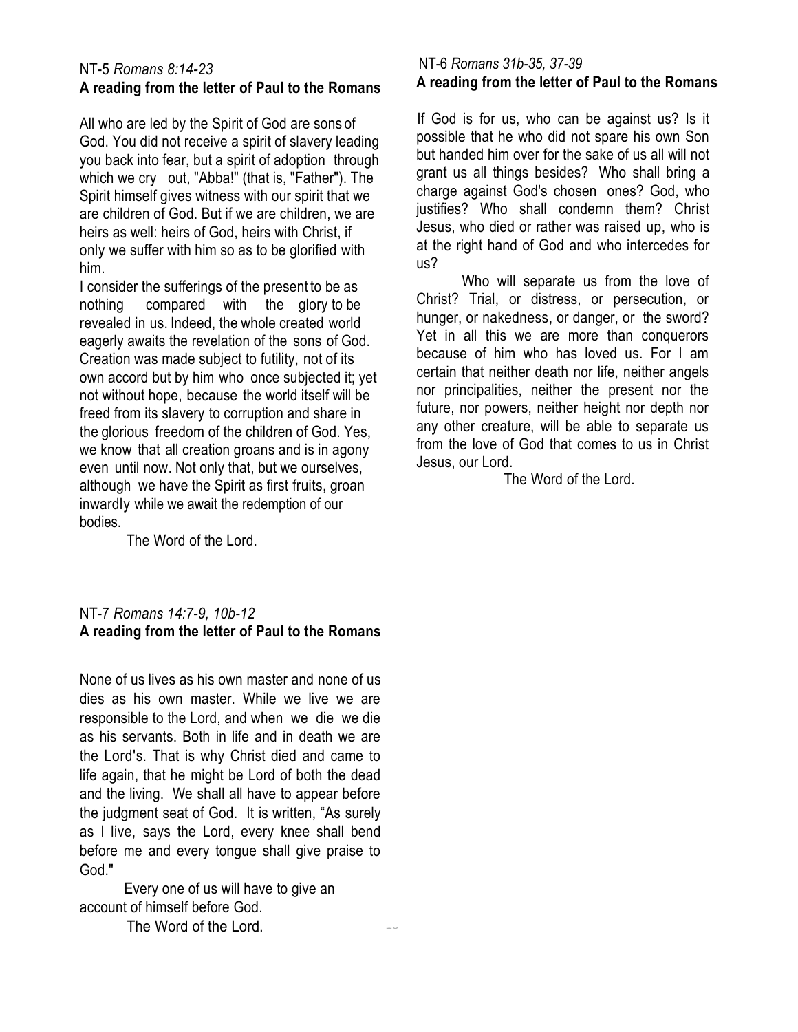NT-5 *Romans 8:14-23*

**A reading from the letter of Paul to the Romans**

All who are led by the Spirit of God are sons of God. You did not receive a spirit of slavery leading you back into fear, but a spirit of adoption through which we cry out, "Abba!" (that is, "Father"). The Spirit himself gives witness with our spirit that we are children of God. But if we are children, we are heirs as well: heirs of God, heirs with Christ, if only we suffer with him so as to be glorified with him.

I consider the sufferings of the present to be as nothing compared with the glory to be revealed in us. Indeed, the whole created world eagerly awaits the revelation of the sons of God. Creation was made subject to futility, not of its own accord but by him who once subjected it; yet not without hope, because the world itself will be freed from its slavery to corruption and share in the glorious freedom of the children of God. Yes, we know that all creation groans and is in agony even until now. Not only that, but we ourselves, although we have the Spirit as first fruits, groan inwardly while we await the redemption of our bodies.

The Word of the Lord.

NT-6 *Romans 31b-35, 37-39*

**A reading from the letter of Paul to the Romans**

If God is for us, who can be against us? Is it possible that he who did not spare his own Son but handed him over for the sake of us all will not grant us all things besides? Who shall bring a charge against God's chosen ones? God, who justifies? Who shall condemn them? Christ Jesus, who died or rather was raised up, who is at the right hand of God and who intercedes for us?

Who will separate us from the love of Christ? Trial, or distress, or persecution, or hunger, or nakedness, or danger, or the sword? Yet in all this we are more than conquerors because of him who has loved us. For I am certain that neither death nor life, neither angels nor principalities, neither the present nor the future, nor powers, neither height nor depth nor any other creature, will be able to separate us from the love of God that comes to us in Christ Jesus, our Lord.

The Word of the Lord.

NT-7 *Romans 14:7-9, 10b-12*

**A reading from the letter of Paul to the Romans**

None of us lives as his own master and none of us dies as his own master. While we live we are responsible to the Lord, and when we die we die as his servants. Both in life and in death we are the Lord's. That is why Christ died and came to life again, that he might be Lord of both the dead and the living. We shall all have to appear before the judgment seat of God. It is written, "As surely as I live, says the Lord, every knee shall bend before me and every tongue shall give praise to God."

Every one of us will have to give an account of himself before God.

The Word of the Lord.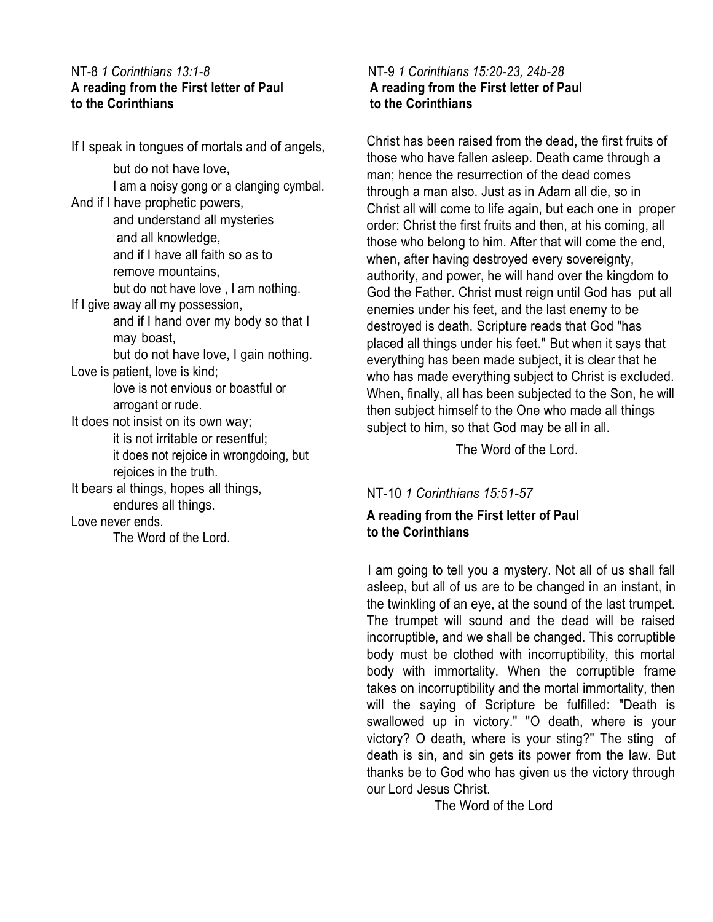NT-8 *1 Corinthians 13:1-8*
**A reading from the First letter of Paul to the Corinthians**

If I speak in tongues of mortals and of angels,
but do not have love,
I am a noisy gong or a clanging cymbal.
And if I have prophetic powers,
and understand all mysteries
and all knowledge,
and if I have all faith so as to
remove mountains,
but do not have love , I am nothing.
If I give away all my possession,
and if I hand over my body so that I
may boast,
but do not have love, I gain nothing.
Love is patient, love is kind;
love is not envious or boastful or
arrogant or rude.
It does not insist on its own way;
it is not irritable or resentful;
it does not rejoice in wrongdoing, but
rejoices in the truth.
It bears al things, hopes all things,
endures all things.
Love never ends.
The Word of the Lord.

NT-9 *1 Corinthians 15:20-23, 24b-28*
**A reading from the First letter of Paul to the Corinthians**

Christ has been raised from the dead, the first fruits of those who have fallen asleep. Death came through a man; hence the resurrection of the dead comes through a man also. Just as in Adam all die, so in Christ all will come to life again, but each one in proper order: Christ the first fruits and then, at his coming, all those who belong to him. After that will come the end, when, after having destroyed every sovereignty, authority, and power, he will hand over the kingdom to God the Father. Christ must reign until God has put all enemies under his feet, and the last enemy to be destroyed is death. Scripture reads that God "has placed all things under his feet." But when it says that everything has been made subject, it is clear that he who has made everything subject to Christ is excluded. When, finally, all has been subjected to the Son, he will then subject himself to the One who made all things subject to him, so that God may be all in all.

The Word of the Lord.

NT-10 *1 Corinthians 15:51-57*

**A reading from the First letter of Paul to the Corinthians**

I am going to tell you a mystery. Not all of us shall fall asleep, but all of us are to be changed in an instant, in the twinkling of an eye, at the sound of the last trumpet. The trumpet will sound and the dead will be raised incorruptible, and we shall be changed. This corruptible body must be clothed with incorruptibility, this mortal body with immortality. When the corruptible frame takes on incorruptibility and the mortal immortality, then will the saying of Scripture be fulfilled: "Death is swallowed up in victory." "O death, where is your victory? O death, where is your sting?" The sting of death is sin, and sin gets its power from the law. But thanks be to God who has given us the victory through our Lord Jesus Christ.

The Word of the Lord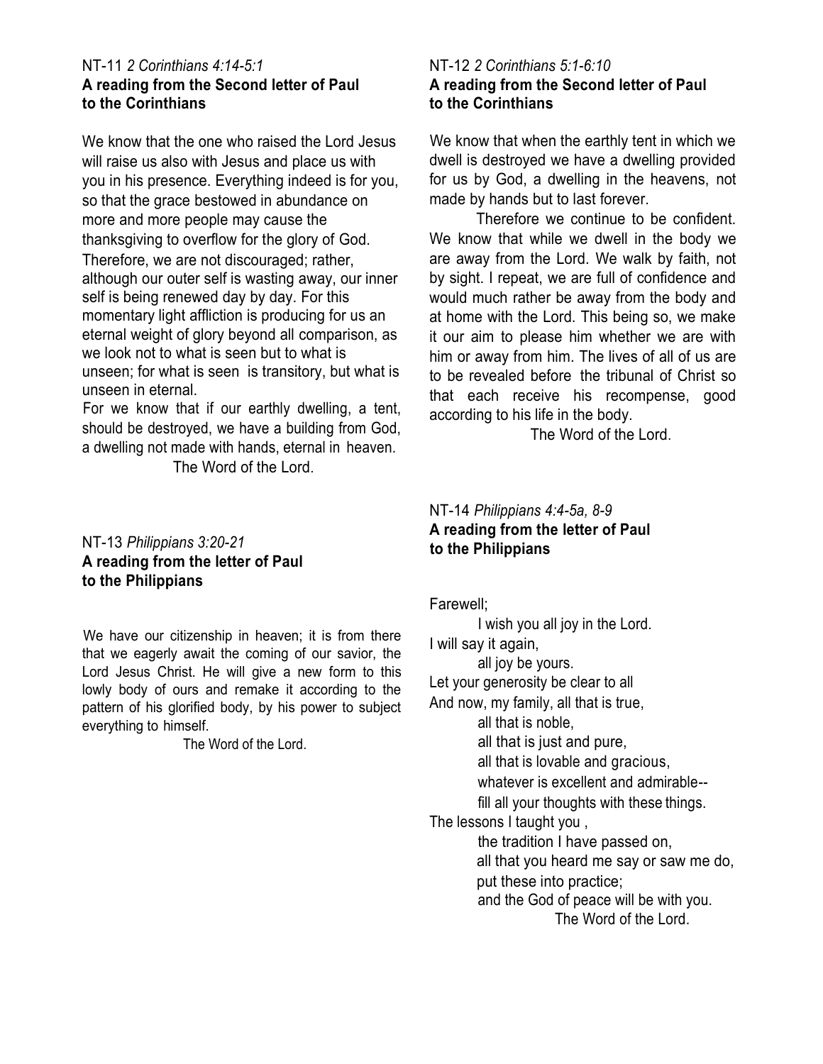NT-11 *2 Corinthians 4:14-5:1*
**A reading from the Second letter of Paul to the Corinthians**

We know that the one who raised the Lord Jesus will raise us also with Jesus and place us with you in his presence. Everything indeed is for you, so that the grace bestowed in abundance on more and more people may cause the thanksgiving to overflow for the glory of God. Therefore, we are not discouraged; rather, although our outer self is wasting away, our inner self is being renewed day by day. For this momentary light affliction is producing for us an eternal weight of glory beyond all comparison, as we look not to what is seen but to what is unseen; for what is seen is transitory, but what is unseen in eternal.
For we know that if our earthly dwelling, a tent, should be destroyed, we have a building from God, a dwelling not made with hands, eternal in heaven.

The Word of the Lord.

NT-12 *2 Corinthians 5:1-6:10*
**A reading from the Second letter of Paul to the Corinthians**

We know that when the earthly tent in which we dwell is destroyed we have a dwelling provided for us by God, a dwelling in the heavens, not made by hands but to last forever.

Therefore we continue to be confident. We know that while we dwell in the body we are away from the Lord. We walk by faith, not by sight. I repeat, we are full of confidence and would much rather be away from the body and at home with the Lord. This being so, we make it our aim to please him whether we are with him or away from him. The lives of all of us are to be revealed before the tribunal of Christ so that each receive his recompense, good according to his life in the body.

The Word of the Lord.

NT-13 *Philippians 3:20-21*
**A reading from the letter of Paul to the Philippians**

We have our citizenship in heaven; it is from there that we eagerly await the coming of our savior, the Lord Jesus Christ. He will give a new form to this lowly body of ours and remake it according to the pattern of his glorified body, by his power to subject everything to himself.

The Word of the Lord.

NT-14 *Philippians 4:4-5a, 8-9*
**A reading from the letter of Paul to the Philippians**

Farewell;
I wish you all joy in the Lord.
I will say it again,
all joy be yours.
Let your generosity be clear to all
And now, my family, all that is true,
all that is noble,
all that is just and pure,
all that is lovable and gracious,
whatever is excellent and admirable--
fill all your thoughts with these things.
The lessons I taught you ,
the tradition I have passed on,
all that you heard me say or saw me do,
put these into practice;
and the God of peace will be with you.

The Word of the Lord.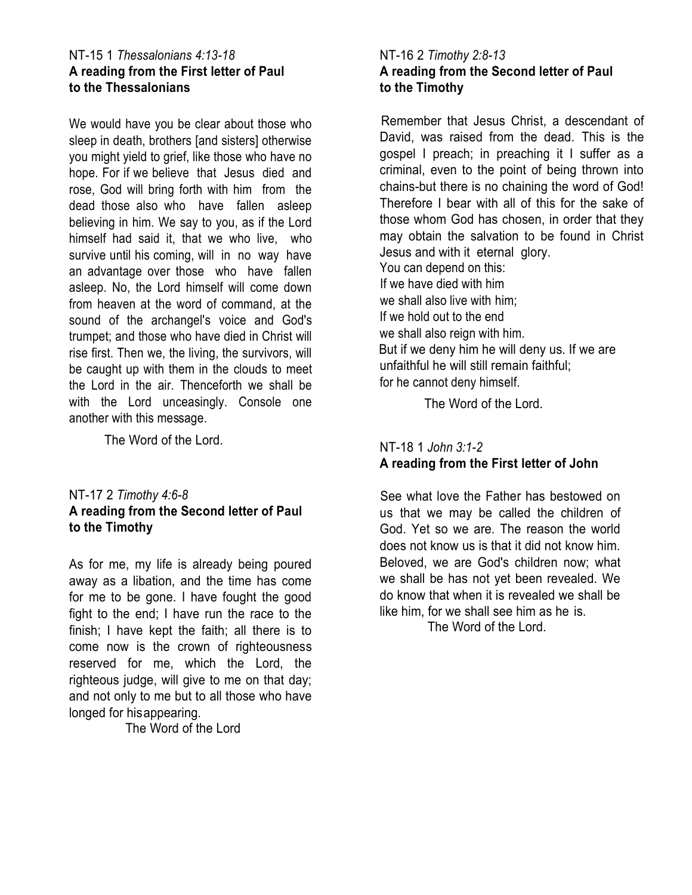NT-15 1 *Thessalonians 4:13-18*
**A reading from the First letter of Paul to the Thessalonians**

We would have you be clear about those who sleep in death, brothers [and sisters] otherwise you might yield to grief, like those who have no hope. For if we believe that Jesus died and rose, God will bring forth with him from the dead those also who have fallen asleep believing in him. We say to you, as if the Lord himself had said it, that we who live, who survive until his coming, will in no way have an advantage over those who have fallen asleep. No, the Lord himself will come down from heaven at the word of command, at the sound of the archangel's voice and God's trumpet; and those who have died in Christ will rise first. Then we, the living, the survivors, will be caught up with them in the clouds to meet the Lord in the air. Thenceforth we shall be with the Lord unceasingly. Console one another with this message.

The Word of the Lord.

NT-17 2 *Timothy 4:6-8*
**A reading from the Second letter of Paul to the Timothy**

As for me, my life is already being poured away as a libation, and the time has come for me to be gone. I have fought the good fight to the end; I have run the race to the finish; I have kept the faith; all there is to come now is the crown of righteousness reserved for me, which the Lord, the righteous judge, will give to me on that day; and not only to me but to all those who have longed for hisappearing.

The Word of the Lord

NT-16 2 *Timothy 2:8-13*
**A reading from the Second letter of Paul to the Timothy**

Remember that Jesus Christ, a descendant of David, was raised from the dead. This is the gospel I preach; in preaching it I suffer as a criminal, even to the point of being thrown into chains-but there is no chaining the word of God! Therefore I bear with all of this for the sake of those whom God has chosen, in order that they may obtain the salvation to be found in Christ Jesus and with it eternal glory.
You can depend on this:
If we have died with him
we shall also live with him;
If we hold out to the end
we shall also reign with him.
But if we deny him he will deny us. If we are unfaithful he will still remain faithful;
for he cannot deny himself.

The Word of the Lord.

NT-18 1 *John 3:1-2*
**A reading from the First letter of John**

See what love the Father has bestowed on us that we may be called the children of God. Yet so we are. The reason the world does not know us is that it did not know him. Beloved, we are God's children now; what we shall be has not yet been revealed. We do know that when it is revealed we shall be like him, for we shall see him as he is.

The Word of the Lord.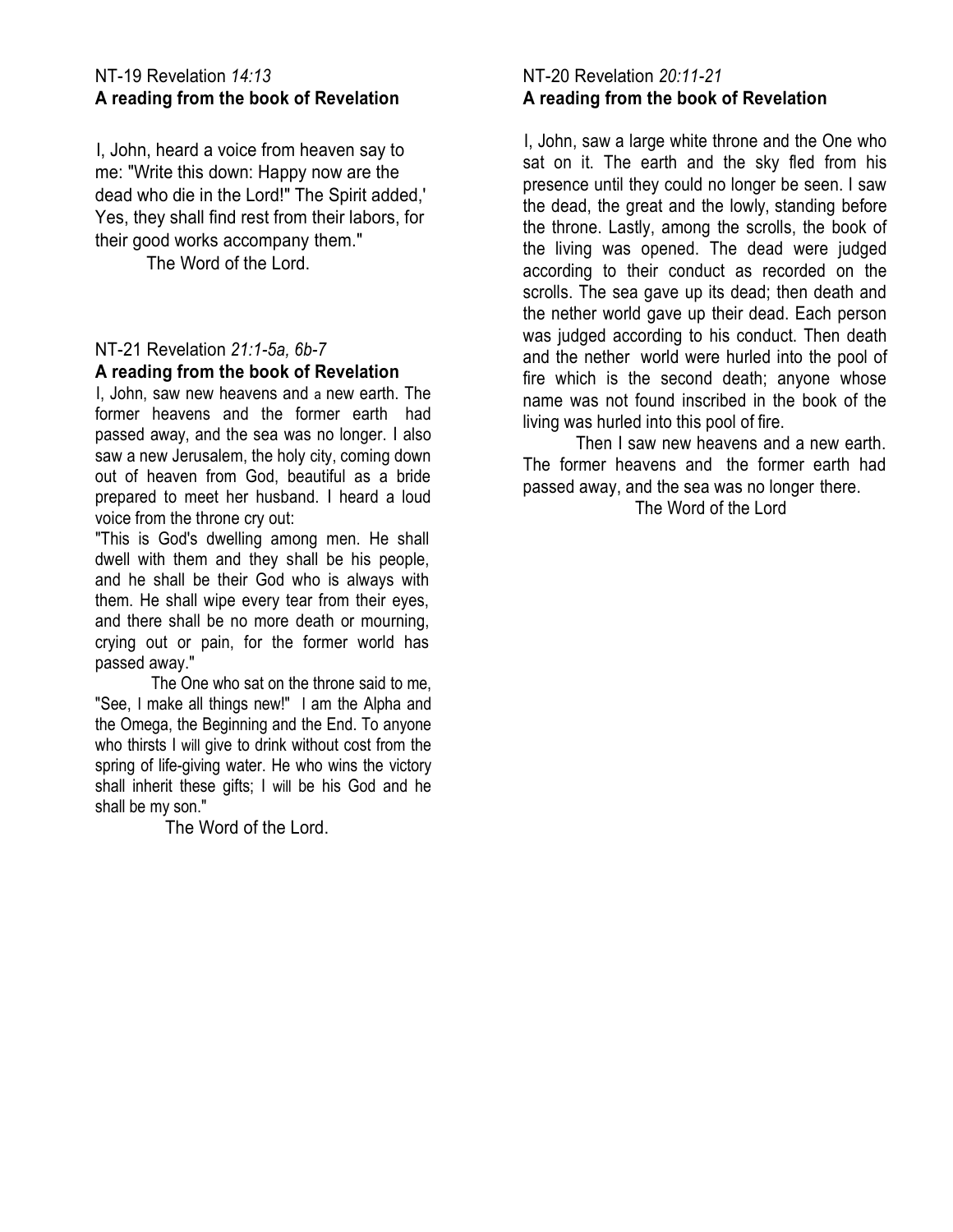NT-19 Revelation *14:13*

**A reading from the book of Revelation**

I, John, heard a voice from heaven say to me: "Write this down: Happy now are the dead who die in the Lord!" The Spirit added,' Yes, they shall find rest from their labors, for their good works accompany them."

The Word of the Lord.

NT-21 Revelation *21:1-5a, 6b-7*

**A reading from the book of Revelation**

I, John, saw new heavens and a new earth. The former heavens and the former earth had passed away, and the sea was no longer. I also saw a new Jerusalem, the holy city, coming down out of heaven from God, beautiful as a bride prepared to meet her husband. I heard a loud voice from the throne cry out:

"This is God's dwelling among men. He shall dwell with them and they shall be his people, and he shall be their God who is always with them. He shall wipe every tear from their eyes, and there shall be no more death or mourning, crying out or pain, for the former world has passed away."

The One who sat on the throne said to me, "See, I make all things new!" I am the Alpha and the Omega, the Beginning and the End. To anyone who thirsts I will give to drink without cost from the spring of life-giving water. He who wins the victory shall inherit these gifts; I will be his God and he shall be my son."

The Word of the Lord.

NT-20 Revelation *20:11-21*

**A reading from the book of Revelation**

I, John, saw a large white throne and the One who sat on it. The earth and the sky fled from his presence until they could no longer be seen. I saw the dead, the great and the lowly, standing before the throne. Lastly, among the scrolls, the book of the living was opened. The dead were judged according to their conduct as recorded on the scrolls. The sea gave up its dead; then death and the nether world gave up their dead. Each person was judged according to his conduct. Then death and the nether world were hurled into the pool of fire which is the second death; anyone whose name was not found inscribed in the book of the living was hurled into this pool of fire.

Then I saw new heavens and a new earth. The former heavens and the former earth had passed away, and the sea was no longer there.

The Word of the Lord